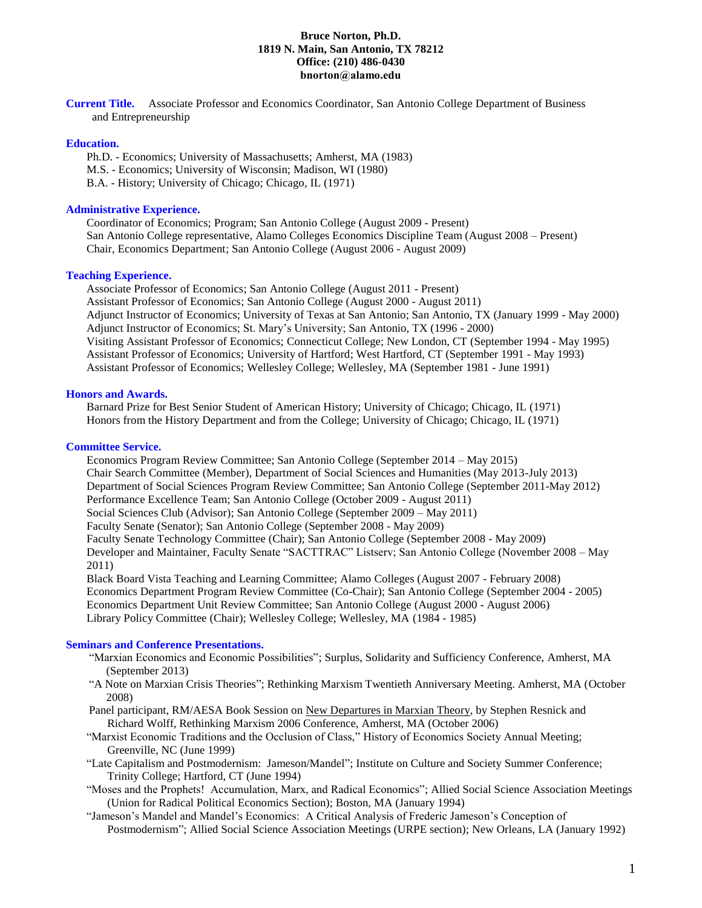**Bruce Norton, Ph.D.**
**1819 N. Main, San Antonio, TX 78212**
**Office: (210) 486-0430**
**bnorton@alamo.edu**

**Current Title.** Associate Professor and Economics Coordinator, San Antonio College Department of Business and Entrepreneurship

## Education.

Ph.D. - Economics; University of Massachusetts; Amherst, MA (1983)
M.S. - Economics; University of Wisconsin; Madison, WI (1980)
B.A. - History; University of Chicago; Chicago, IL (1971)

## Administrative Experience.

Coordinator of Economics; Program; San Antonio College (August 2009 - Present)
San Antonio College representative, Alamo Colleges Economics Discipline Team (August 2008 – Present)
Chair, Economics Department; San Antonio College (August 2006 - August 2009)

## Teaching Experience.

Associate Professor of Economics; San Antonio College (August 2011 - Present)
Assistant Professor of Economics; San Antonio College (August 2000 - August 2011)
Adjunct Instructor of Economics; University of Texas at San Antonio; San Antonio, TX (January 1999 - May 2000)
Adjunct Instructor of Economics; St. Mary's University; San Antonio, TX (1996 - 2000)
Visiting Assistant Professor of Economics; Connecticut College; New London, CT (September 1994 - May 1995)
Assistant Professor of Economics; University of Hartford; West Hartford, CT (September 1991 - May 1993)
Assistant Professor of Economics; Wellesley College; Wellesley, MA (September 1981 - June 1991)

## Honors and Awards.

Barnard Prize for Best Senior Student of American History; University of Chicago; Chicago, IL (1971)
Honors from the History Department and from the College; University of Chicago; Chicago, IL (1971)

## Committee Service.

Economics Program Review Committee; San Antonio College (September 2014 – May 2015)
Chair Search Committee (Member), Department of Social Sciences and Humanities (May 2013-July 2013)
Department of Social Sciences Program Review Committee; San Antonio College (September 2011-May 2012)
Performance Excellence Team; San Antonio College (October 2009 - August 2011)
Social Sciences Club (Advisor); San Antonio College (September 2009 – May 2011)
Faculty Senate (Senator); San Antonio College (September 2008 - May 2009)
Faculty Senate Technology Committee (Chair); San Antonio College (September 2008 - May 2009)
Developer and Maintainer, Faculty Senate "SACTTRAC" Listserv; San Antonio College (November 2008 – May 2011)
Black Board Vista Teaching and Learning Committee; Alamo Colleges (August 2007 - February 2008)
Economics Department Program Review Committee (Co-Chair); San Antonio College (September 2004 - 2005)
Economics Department Unit Review Committee; San Antonio College (August 2000 - August 2006)
Library Policy Committee (Chair); Wellesley College; Wellesley, MA (1984 - 1985)

## Seminars and Conference Presentations.

"Marxian Economics and Economic Possibilities"; Surplus, Solidarity and Sufficiency Conference, Amherst, MA (September 2013)

"A Note on Marxian Crisis Theories"; Rethinking Marxism Twentieth Anniversary Meeting. Amherst, MA (October 2008)

Panel participant, RM/AESA Book Session on New Departures in Marxian Theory, by Stephen Resnick and Richard Wolff, Rethinking Marxism 2006 Conference, Amherst, MA (October 2006)

"Marxist Economic Traditions and the Occlusion of Class," History of Economics Society Annual Meeting; Greenville, NC (June 1999)

"Late Capitalism and Postmodernism: Jameson/Mandel"; Institute on Culture and Society Summer Conference; Trinity College; Hartford, CT (June 1994)

"Moses and the Prophets! Accumulation, Marx, and Radical Economics"; Allied Social Science Association Meetings (Union for Radical Political Economics Section); Boston, MA (January 1994)

"Jameson's Mandel and Mandel's Economics: A Critical Analysis of Frederic Jameson's Conception of Postmodernism"; Allied Social Science Association Meetings (URPE section); New Orleans, LA (January 1992)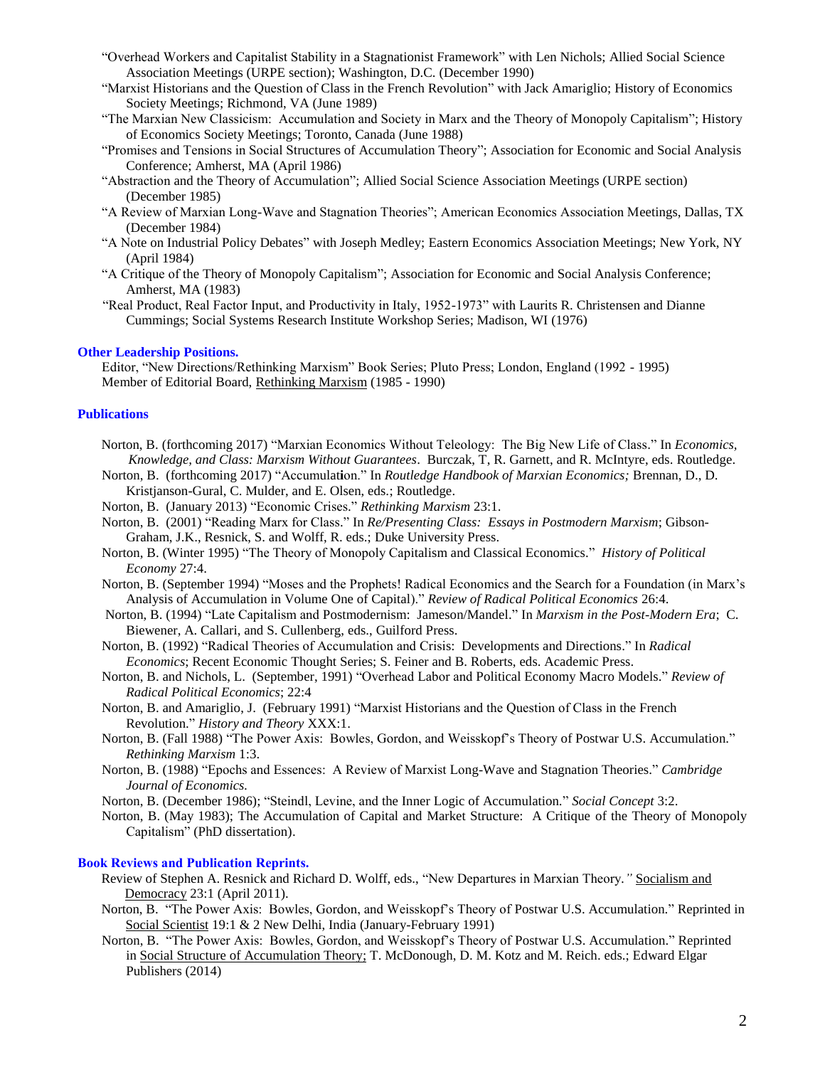"Overhead Workers and Capitalist Stability in a Stagnationist Framework" with Len Nichols; Allied Social Science Association Meetings (URPE section); Washington, D.C. (December 1990)

"Marxist Historians and the Question of Class in the French Revolution" with Jack Amariglio; History of Economics Society Meetings; Richmond, VA (June 1989)

"The Marxian New Classicism: Accumulation and Society in Marx and the Theory of Monopoly Capitalism"; History of Economics Society Meetings; Toronto, Canada (June 1988)

"Promises and Tensions in Social Structures of Accumulation Theory"; Association for Economic and Social Analysis Conference; Amherst, MA (April 1986)

"Abstraction and the Theory of Accumulation"; Allied Social Science Association Meetings (URPE section) (December 1985)

"A Review of Marxian Long-Wave and Stagnation Theories"; American Economics Association Meetings, Dallas, TX (December 1984)

"A Note on Industrial Policy Debates" with Joseph Medley; Eastern Economics Association Meetings; New York, NY (April 1984)

"A Critique of the Theory of Monopoly Capitalism"; Association for Economic and Social Analysis Conference; Amherst, MA (1983)

"Real Product, Real Factor Input, and Productivity in Italy, 1952-1973" with Laurits R. Christensen and Dianne Cummings; Social Systems Research Institute Workshop Series; Madison, WI (1976)

## Other Leadership Positions.

Editor, "New Directions/Rethinking Marxism" Book Series; Pluto Press; London, England (1992 - 1995)

Member of Editorial Board, Rethinking Marxism (1985 - 1990)

## Publications

Norton, B. (forthcoming 2017) "Marxian Economics Without Teleology: The Big New Life of Class." In *Economics, Knowledge, and Class: Marxism Without Guarantees*. Burczak, T, R. Garnett, and R. McIntyre, eds. Routledge.

Norton, B. (forthcoming 2017) "Accumulation." In *Routledge Handbook of Marxian Economics;* Brennan, D., D. Kristjanson-Gural, C. Mulder, and E. Olsen, eds.; Routledge.

Norton, B. (January 2013) "Economic Crises." *Rethinking Marxism* 23:1.

Norton, B. (2001) "Reading Marx for Class." In *Re/Presenting Class: Essays in Postmodern Marxism*; Gibson-Graham, J.K., Resnick, S. and Wolff, R. eds.; Duke University Press.

Norton, B. (Winter 1995) "The Theory of Monopoly Capitalism and Classical Economics." *History of Political Economy* 27:4.

Norton, B. (September 1994) "Moses and the Prophets! Radical Economics and the Search for a Foundation (in Marx's Analysis of Accumulation in Volume One of Capital)." *Review of Radical Political Economics* 26:4.

Norton, B. (1994) "Late Capitalism and Postmodernism: Jameson/Mandel." In *Marxism in the Post-Modern Era*; C. Biewener, A. Callari, and S. Cullenberg, eds., Guilford Press.

Norton, B. (1992) "Radical Theories of Accumulation and Crisis: Developments and Directions." In *Radical Economics*; Recent Economic Thought Series; S. Feiner and B. Roberts, eds. Academic Press.

Norton, B. and Nichols, L. (September, 1991) "Overhead Labor and Political Economy Macro Models." *Review of Radical Political Economics*; 22:4

Norton, B. and Amariglio, J. (February 1991) "Marxist Historians and the Question of Class in the French Revolution." *History and Theory* XXX:1.

Norton, B. (Fall 1988) "The Power Axis: Bowles, Gordon, and Weisskopf's Theory of Postwar U.S. Accumulation." *Rethinking Marxism* 1:3.

Norton, B. (1988) "Epochs and Essences: A Review of Marxist Long-Wave and Stagnation Theories." *Cambridge Journal of Economics.*

Norton, B. (December 1986); "Steindl, Levine, and the Inner Logic of Accumulation." *Social Concept* 3:2.

Norton, B. (May 1983); The Accumulation of Capital and Market Structure: A Critique of the Theory of Monopoly Capitalism" (PhD dissertation).

## Book Reviews and Publication Reprints.

Review of Stephen A. Resnick and Richard D. Wolff, eds., "New Departures in Marxian Theory." Socialism and Democracy 23:1 (April 2011).

Norton, B. "The Power Axis: Bowles, Gordon, and Weisskopf's Theory of Postwar U.S. Accumulation." Reprinted in Social Scientist 19:1 & 2 New Delhi, India (January-February 1991)

Norton, B. "The Power Axis: Bowles, Gordon, and Weisskopf's Theory of Postwar U.S. Accumulation." Reprinted in Social Structure of Accumulation Theory; T. McDonough, D. M. Kotz and M. Reich. eds.; Edward Elgar Publishers (2014)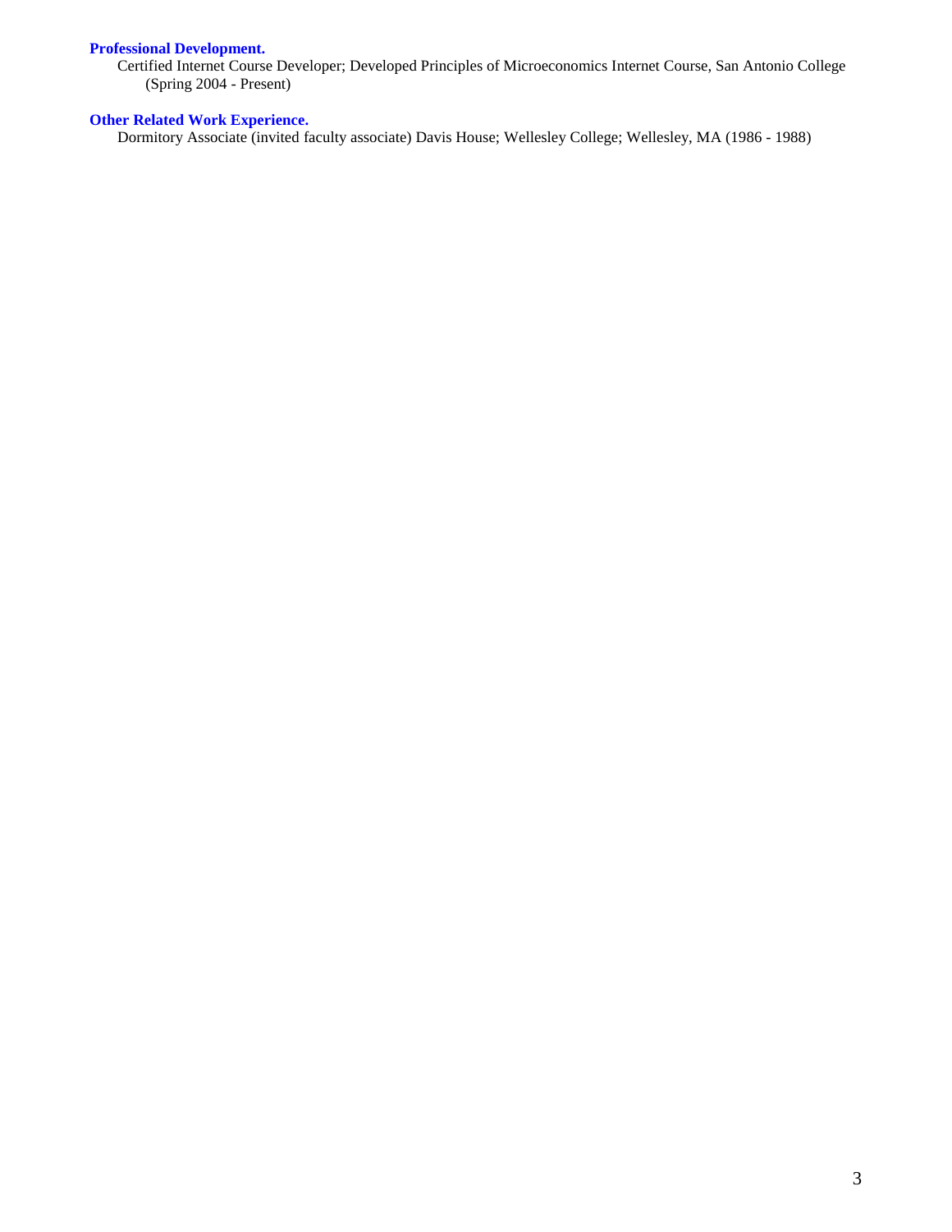**Professional Development.**

Certified Internet Course Developer; Developed Principles of Microeconomics Internet Course, San Antonio College (Spring 2004 - Present)

**Other Related Work Experience.**

Dormitory Associate (invited faculty associate) Davis House; Wellesley College; Wellesley, MA (1986 - 1988)